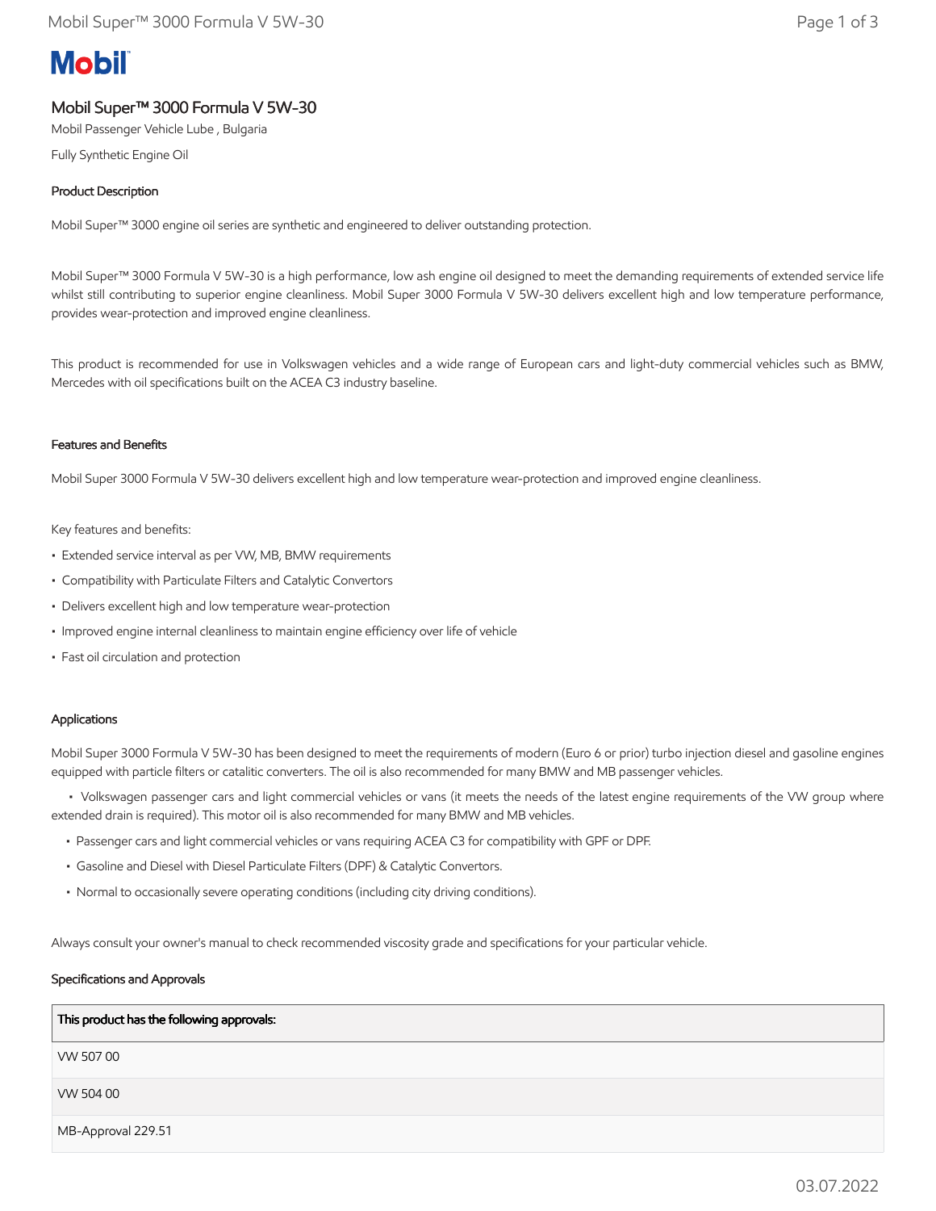# Mobil

## Mobil Super™ 3000 Formula V 5W-30

Mobil Passenger Vehicle Lube , Bulgaria

Fully Synthetic Engine Oil

### Product Description

Mobil Super™ 3000 engine oil series are synthetic and engineered to deliver outstanding protection.

Mobil Super™ 3000 Formula V 5W-30 is a high performance, low ash engine oil designed to meet the demanding requirements of extended service life whilst still contributing to superior engine cleanliness. Mobil Super 3000 Formula V 5W-30 delivers excellent high and low temperature performance, provides wear-protection and improved engine cleanliness.

This product is recommended for use in Volkswagen vehicles and a wide range of European cars and light-duty commercial vehicles such as BMW, Mercedes with oil specifications built on the ACEA C3 industry baseline.

### Features and Benefits

Mobil Super 3000 Formula V 5W-30 delivers excellent high and low temperature wear-protection and improved engine cleanliness.

Key features and benefits:

- Extended service interval as per VW, MB, BMW requirements
- Compatibility with Particulate Filters and Catalytic Convertors
- Delivers excellent high and low temperature wear-protection
- Improved engine internal cleanliness to maintain engine efficiency over life of vehicle
- Fast oil circulation and protection

### Applications

Mobil Super 3000 Formula V 5W-30 has been designed to meet the requirements of modern (Euro 6 or prior) turbo injection diesel and gasoline engines equipped with particle filters or catalitic converters. The oil is also recommended for many BMW and MB passenger vehicles.

- Volkswagen passenger cars and light commercial vehicles or vans (it meets the needs of the latest engine requirements of the VW group where extended drain is required). This motor oil is also recommended for many BMW and MB vehicles.
- Passenger cars and light commercial vehicles or vans requiring ACEA C3 for compatibility with GPF or DPF.
- Gasoline and Diesel with Diesel Particulate Filters (DPF) & Catalytic Convertors.
- Normal to occasionally severe operating conditions (including city driving conditions).

Always consult your owner's manual to check recommended viscosity grade and specifications for your particular vehicle.

### Specifications and Approvals

| This product has the following approvals: |
| --- |
| VW 507 00 |
| VW 504 00 |
| MB-Approval 229.51 |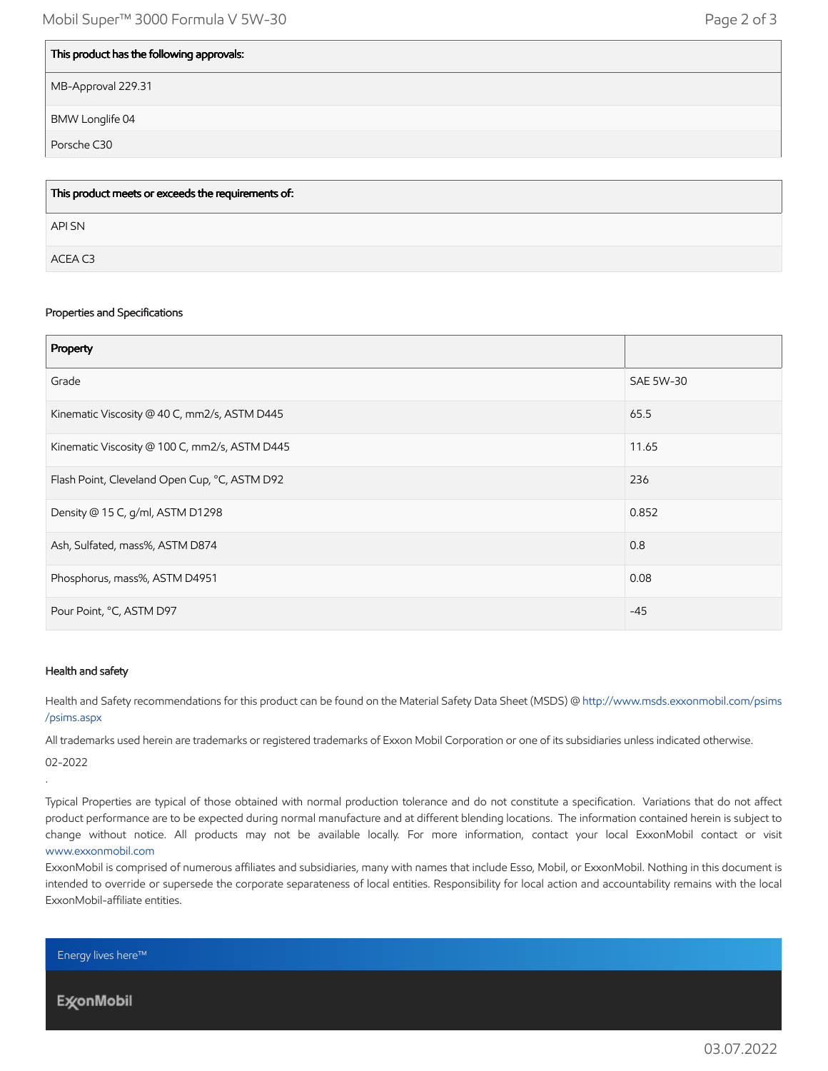| This product has the following approvals: |
|---|
| MB-Approval 229.31 |
| BMW Longlife 04 |
| Porsche C30 |

| This product meets or exceeds the requirements of: |
|---|
| API SN |
| ACEA C3 |

### Properties and Specifications

| Property | |
|---|---|
| Grade | SAE 5W-30 |
| Kinematic Viscosity @ 40 C, mm2/s, ASTM D445 | 65.5 |
| Kinematic Viscosity @ 100 C, mm2/s, ASTM D445 | 11.65 |
| Flash Point, Cleveland Open Cup, °C, ASTM D92 | 236 |
| Density @ 15 C, g/ml, ASTM D1298 | 0.852 |
| Ash, Sulfated, mass%, ASTM D874 | 0.8 |
| Phosphorus, mass%, ASTM D4951 | 0.08 |
| Pour Point, °C, ASTM D97 | -45 |

### Health and safety

Health and Safety recommendations for this product can be found on the Material Safety Data Sheet (MSDS) @ http://www.msds.exxonmobil.com/psims/psims.aspx

All trademarks used herein are trademarks or registered trademarks of Exxon Mobil Corporation or one of its subsidiaries unless indicated otherwise.

02-2022

.

Typical Properties are typical of those obtained with normal production tolerance and do not constitute a specification. Variations that do not affect product performance are to be expected during normal manufacture and at different blending locations. The information contained herein is subject to change without notice. All products may not be available locally. For more information, contact your local ExxonMobil contact or visit www.exxonmobil.com

ExxonMobil is comprised of numerous affiliates and subsidiaries, many with names that include Esso, Mobil, or ExxonMobil. Nothing in this document is intended to override or supersede the corporate separateness of local entities. Responsibility for local action and accountability remains with the local ExxonMobil-affiliate entities.

Energy lives here™

ExxonMobil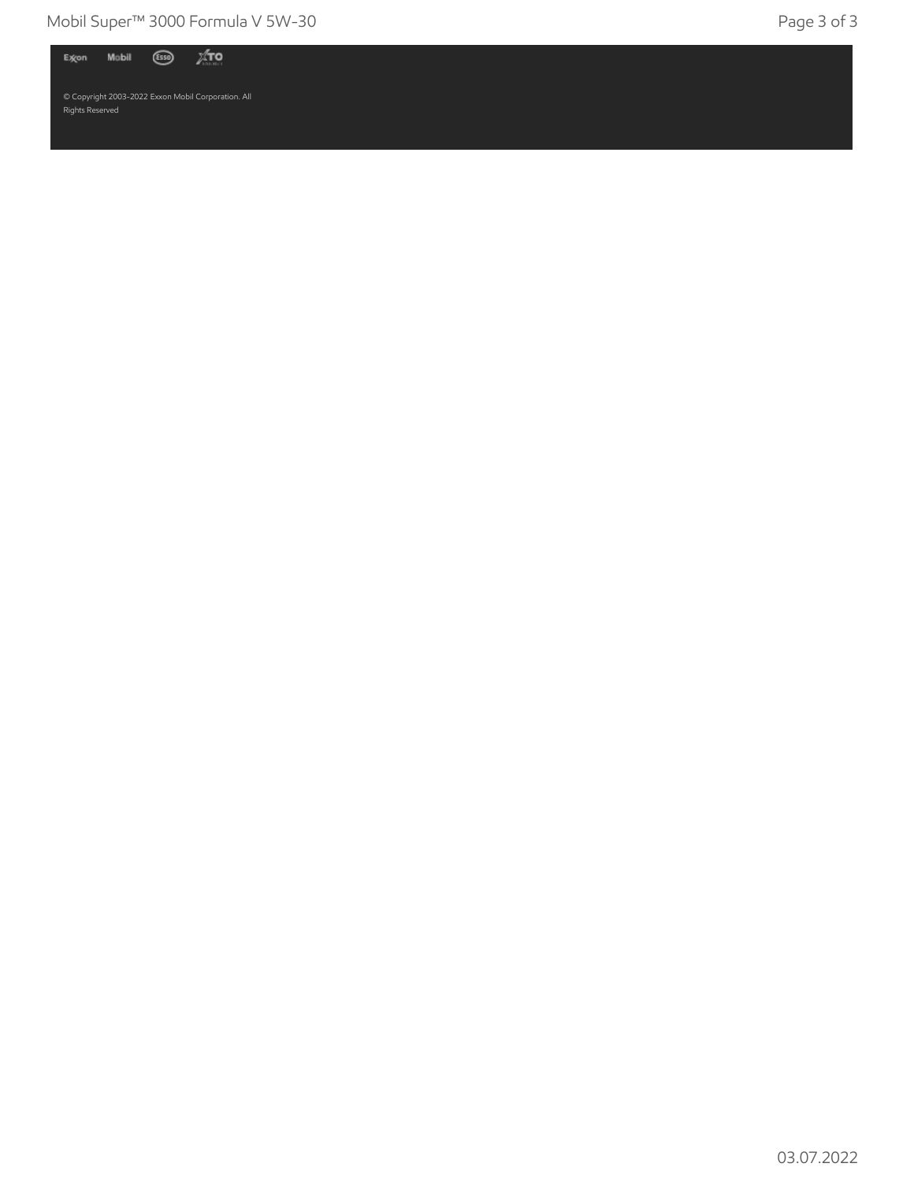Exxon Mobil Esso XTO

© Copyright 2003-2022 Exxon Mobil Corporation. All Rights Reserved